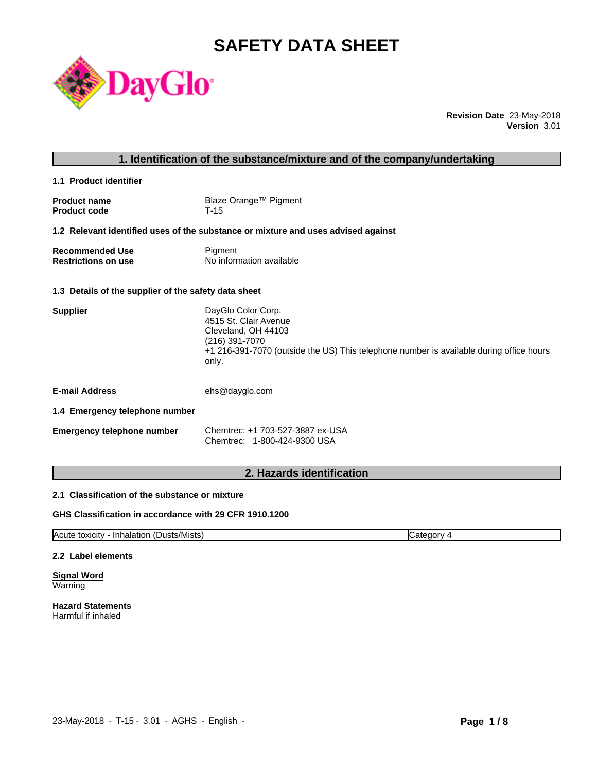# SAFETY DATA SHEET

**Revision Date** 23-May-2018
**Version** 3.01

## 1. Identification of the substance/mixture and of the company/undertaking

### 1.1 Product identifier

**Product name** Blaze Orange™ Pigment
**Product code** T-15

### 1.2 Relevant identified uses of the substance or mixture and uses advised against

**Recommended Use** Pigment
**Restrictions on use** No information available

### 1.3 Details of the supplier of the safety data sheet

**Supplier**
DayGlo Color Corp.
4515 St. Clair Avenue
Cleveland, OH 44103
(216) 391-7070
+1 216-391-7070 (outside the US) This telephone number is available during office hours only.

**E-mail Address** ehs@dayglo.com

### 1.4 Emergency telephone number

**Emergency telephone number**
Chemtrec: +1 703-527-3887 ex-USA
Chemtrec: 1-800-424-9300 USA

## 2. Hazards identification

### 2.1 Classification of the substance or mixture

**GHS Classification in accordance with 29 CFR 1910.1200**

| Acute toxicity - Inhalation (Dusts/Mists) | Category 4 |
|---|---|

### 2.2 Label elements

**Signal Word**
Warning

**Hazard Statements**
Harmful if inhaled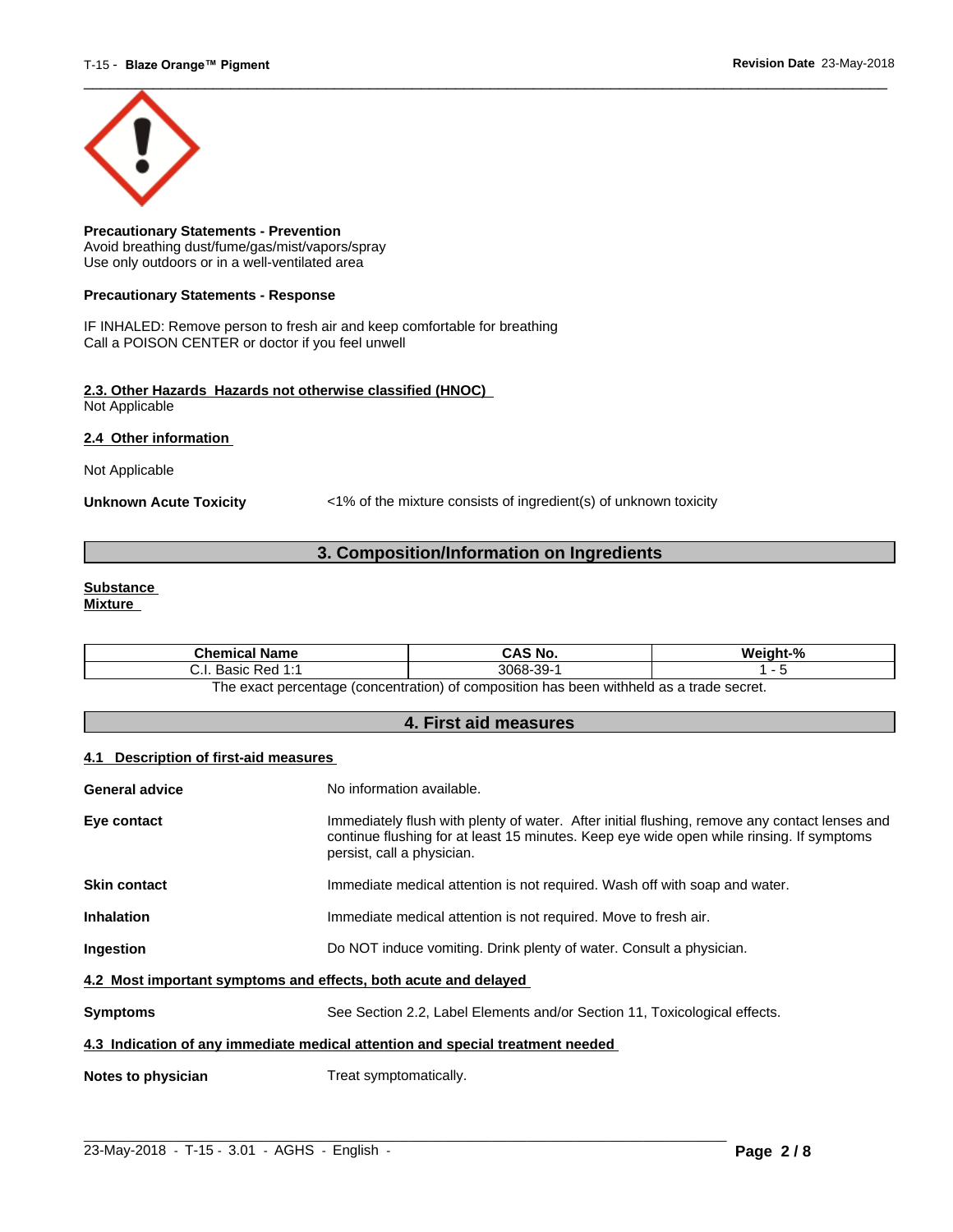**Precautionary Statements - Prevention**
Avoid breathing dust/fume/gas/mist/vapors/spray
Use only outdoors or in a well-ventilated area

**Precautionary Statements - Response**

IF INHALED: Remove person to fresh air and keep comfortable for breathing
Call a POISON CENTER or doctor if you feel unwell

**2.3. Other Hazards Hazards not otherwise classified (HNOC)**
Not Applicable

**2.4 Other information**

Not Applicable

**Unknown Acute Toxicity** <1% of the mixture consists of ingredient(s) of unknown toxicity

## 3. Composition/Information on Ingredients

**Substance**
**Mixture**

| Chemical Name | CAS No. | Weight-% |
|---|---|---|
| C.I. Basic Red 1:1 | 3068-39-1 | 1 - 5 |

The exact percentage (concentration) of composition has been withheld as a trade secret.

## 4. First aid measures

**4.1 Description of first-aid measures**

**General advice** No information available.

**Eye contact** Immediately flush with plenty of water. After initial flushing, remove any contact lenses and continue flushing for at least 15 minutes. Keep eye wide open while rinsing. If symptoms persist, call a physician.

**Skin contact** Immediate medical attention is not required. Wash off with soap and water.

**Inhalation** Immediate medical attention is not required. Move to fresh air.

**Ingestion** Do NOT induce vomiting. Drink plenty of water. Consult a physician.

**4.2 Most important symptoms and effects, both acute and delayed**

**Symptoms** See Section 2.2, Label Elements and/or Section 11, Toxicological effects.

**4.3 Indication of any immediate medical attention and special treatment needed**

**Notes to physician** Treat symptomatically.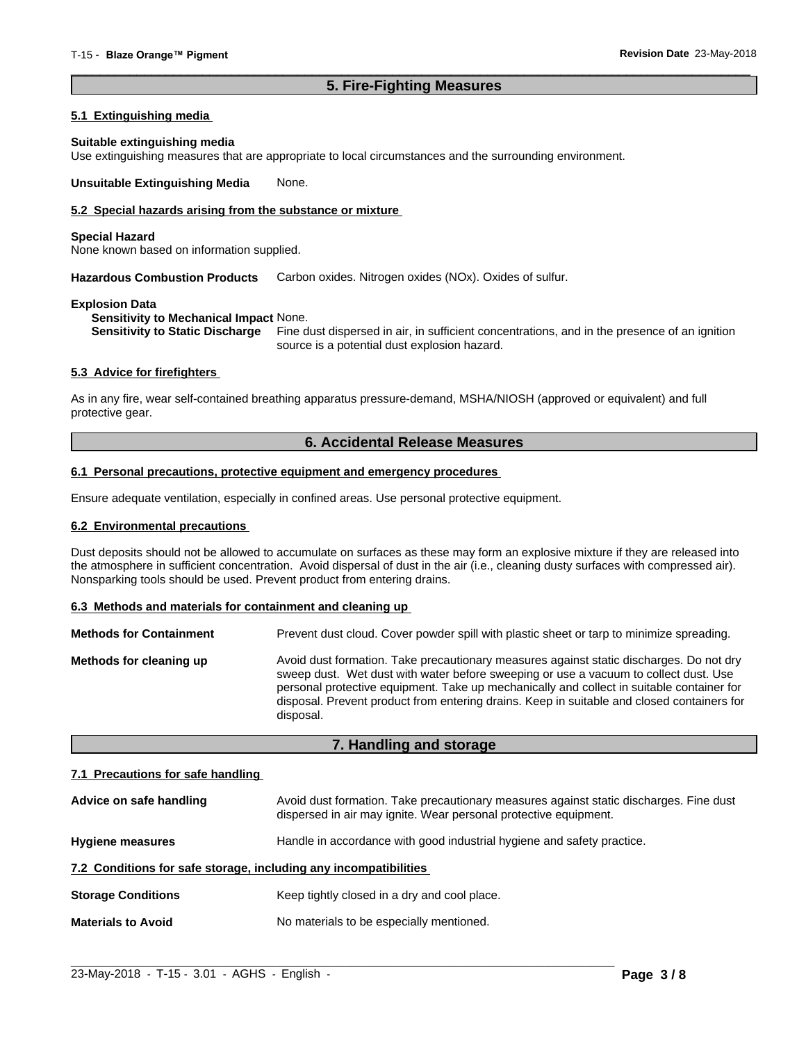## 5. Fire-Fighting Measures

### 5.1 Extinguishing media

**Suitable extinguishing media**
Use extinguishing measures that are appropriate to local circumstances and the surrounding environment.

**Unsuitable Extinguishing Media** None.

### 5.2 Special hazards arising from the substance or mixture

**Special Hazard**
None known based on information supplied.

**Hazardous Combustion Products** Carbon oxides. Nitrogen oxides (NOx). Oxides of sulfur.

**Explosion Data**
**Sensitivity to Mechanical Impact** None.
**Sensitivity to Static Discharge** Fine dust dispersed in air, in sufficient concentrations, and in the presence of an ignition source is a potential dust explosion hazard.

### 5.3 Advice for firefighters

As in any fire, wear self-contained breathing apparatus pressure-demand, MSHA/NIOSH (approved or equivalent) and full protective gear.

## 6. Accidental Release Measures

### 6.1 Personal precautions, protective equipment and emergency procedures

Ensure adequate ventilation, especially in confined areas. Use personal protective equipment.

### 6.2 Environmental precautions

Dust deposits should not be allowed to accumulate on surfaces as these may form an explosive mixture if they are released into the atmosphere in sufficient concentration. Avoid dispersal of dust in the air (i.e., cleaning dusty surfaces with compressed air). Nonsparking tools should be used. Prevent product from entering drains.

### 6.3 Methods and materials for containment and cleaning up

**Methods for Containment** Prevent dust cloud. Cover powder spill with plastic sheet or tarp to minimize spreading.

**Methods for cleaning up** Avoid dust formation. Take precautionary measures against static discharges. Do not dry sweep dust. Wet dust with water before sweeping or use a vacuum to collect dust. Use personal protective equipment. Take up mechanically and collect in suitable container for disposal. Prevent product from entering drains. Keep in suitable and closed containers for disposal.

## 7. Handling and storage

### 7.1 Precautions for safe handling

**Advice on safe handling** Avoid dust formation. Take precautionary measures against static discharges. Fine dust dispersed in air may ignite. Wear personal protective equipment.

**Hygiene measures** Handle in accordance with good industrial hygiene and safety practice.

### 7.2 Conditions for safe storage, including any incompatibilities

**Storage Conditions** Keep tightly closed in a dry and cool place.

**Materials to Avoid** No materials to be especially mentioned.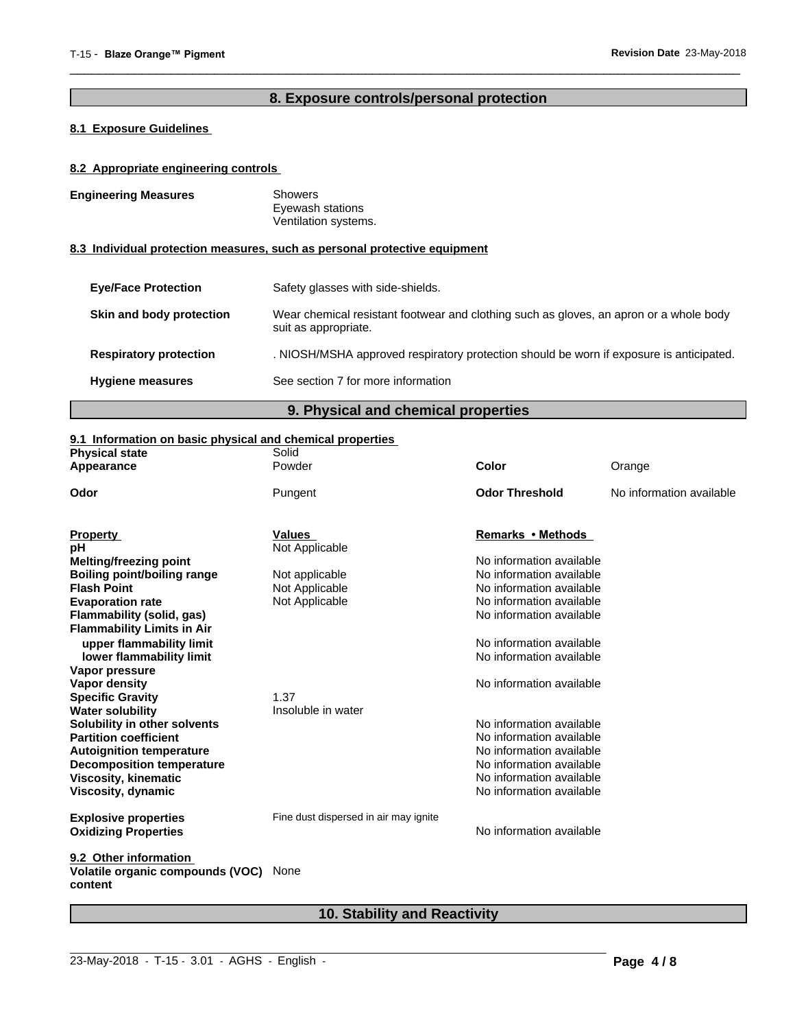## 8. Exposure controls/personal protection

### 8.1 Exposure Guidelines

### 8.2 Appropriate engineering controls

**Engineering Measures**
Showers
Eyewash stations
Ventilation systems.

### 8.3 Individual protection measures, such as personal protective equipment

| | |
|---|---|
| **Eye/Face Protection** | Safety glasses with side-shields. |
| **Skin and body protection** | Wear chemical resistant footwear and clothing such as gloves, an apron or a whole body suit as appropriate. |
| **Respiratory protection** | . NIOSH/MSHA approved respiratory protection should be worn if exposure is anticipated. |
| **Hygiene measures** | See section 7 for more information |

## 9. Physical and chemical properties

### 9.1 Information on basic physical and chemical properties

| | | | |
|---|---|---|---|
| **Physical state** | Solid | | |
| **Appearance** | Powder | **Color** | Orange |
| **Odor** | Pungent | **Odor Threshold** | No information available |

| **Property** | **Values** | **Remarks • Methods** |
|---|---|---|
| **pH** | Not Applicable | |
| **Melting/freezing point** | | No information available |
| **Boiling point/boiling range** | Not applicable | No information available |
| **Flash Point** | Not Applicable | No information available |
| **Evaporation rate** | Not Applicable | No information available |
| **Flammability (solid, gas)** | | No information available |
| **Flammability Limits in Air** | | |
| **upper flammability limit** | | No information available |
| **lower flammability limit** | | No information available |
| **Vapor pressure** | | |
| **Vapor density** | | No information available |
| **Specific Gravity** | 1.37 | |
| **Water solubility** | Insoluble in water | |
| **Solubility in other solvents** | | No information available |
| **Partition coefficient** | | No information available |
| **Autoignition temperature** | | No information available |
| **Decomposition temperature** | | No information available |
| **Viscosity, kinematic** | | No information available |
| **Viscosity, dynamic** | | No information available |
| **Explosive properties** | Fine dust dispersed in air may ignite | |
| **Oxidizing Properties** | | No information available |

### 9.2 Other information

**Volatile organic compounds (VOC) content** None

## 10. Stability and Reactivity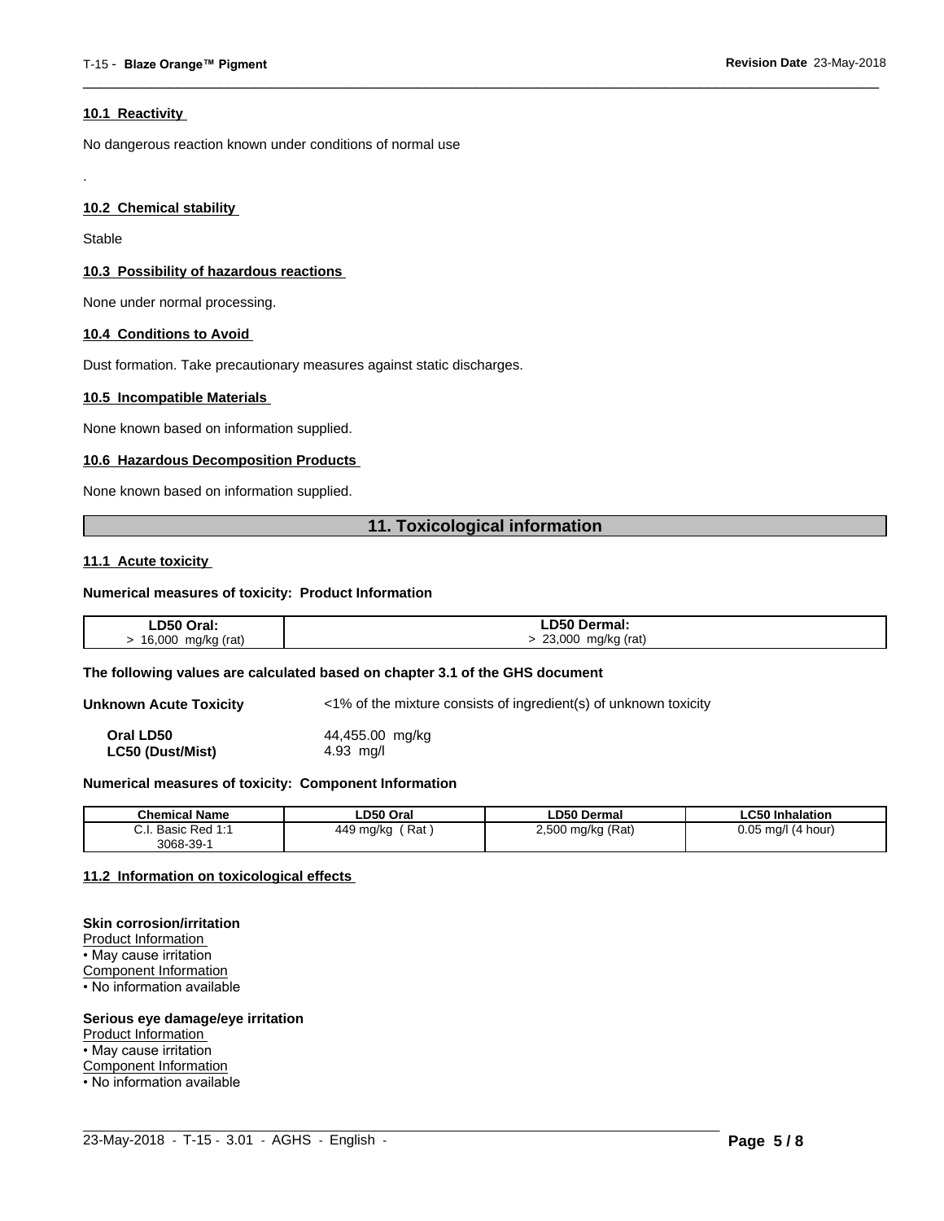#### 10.1 Reactivity

No dangerous reaction known under conditions of normal use

.

#### 10.2 Chemical stability

Stable

#### 10.3 Possibility of hazardous reactions

None under normal processing.

#### 10.4 Conditions to Avoid

Dust formation. Take precautionary measures against static discharges.

#### 10.5 Incompatible Materials

None known based on information supplied.

#### 10.6 Hazardous Decomposition Products

None known based on information supplied.

## 11. Toxicological information

#### 11.1 Acute toxicity

**Numerical measures of toxicity: Product Information**

| LD50 Oral: | LD50 Dermal: |
|---|---|
| > 16,000 mg/kg (rat) | > 23,000 mg/kg (rat) |

**The following values are calculated based on chapter 3.1 of the GHS document**

**Unknown Acute Toxicity** <1% of the mixture consists of ingredient(s) of unknown toxicity

**Oral LD50** 44,455.00 mg/kg
**LC50 (Dust/Mist)** 4.93 mg/l

**Numerical measures of toxicity: Component Information**

| Chemical Name | LD50 Oral | LD50 Dermal | LC50 Inhalation |
|---|---|---|---|
| C.I. Basic Red 1:1<br>3068-39-1 | 449 mg/kg ( Rat ) | 2,500 mg/kg (Rat) | 0.05 mg/l (4 hour) |

#### 11.2 Information on toxicological effects

**Skin corrosion/irritation**
Product Information
• May cause irritation
Component Information
• No information available

**Serious eye damage/eye irritation**
Product Information
• May cause irritation
Component Information
• No information available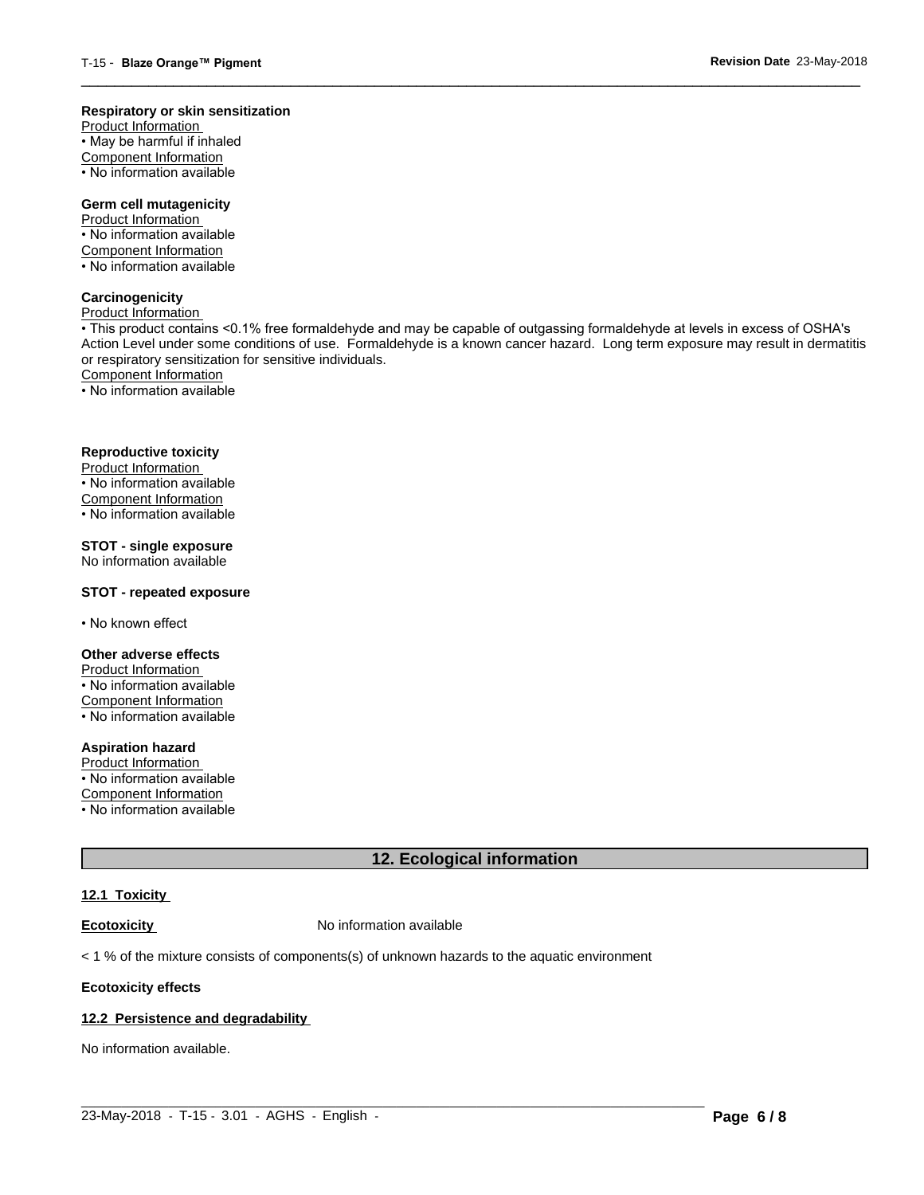**Respiratory or skin sensitization**

Product Information

• May be harmful if inhaled

Component Information

• No information available

**Germ cell mutagenicity**

Product Information

• No information available

Component Information

• No information available

**Carcinogenicity**

Product Information

• This product contains <0.1% free formaldehyde and may be capable of outgassing formaldehyde at levels in excess of OSHA's Action Level under some conditions of use. Formaldehyde is a known cancer hazard. Long term exposure may result in dermatitis or respiratory sensitization for sensitive individuals.

Component Information

• No information available

**Reproductive toxicity**

Product Information

• No information available

Component Information

• No information available

**STOT - single exposure**

No information available

**STOT - repeated exposure**

• No known effect

**Other adverse effects**

Product Information

• No information available

Component Information

• No information available

**Aspiration hazard**

Product Information

• No information available

Component Information

• No information available

## 12. Ecological information

### 12.1 Toxicity

**Ecotoxicity** No information available

< 1 % of the mixture consists of components(s) of unknown hazards to the aquatic environment

**Ecotoxicity effects**

### 12.2 Persistence and degradability

No information available.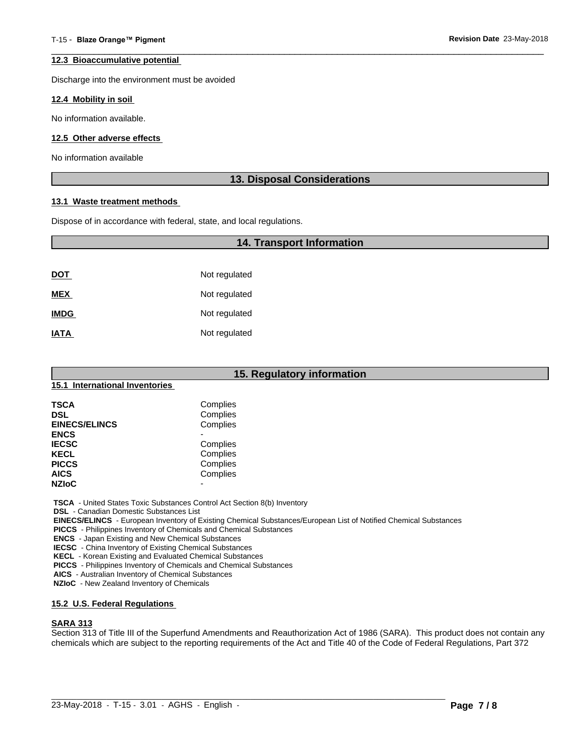### 12.3 Bioaccumulative potential

Discharge into the environment must be avoided

### 12.4 Mobility in soil

No information available.

### 12.5 Other adverse effects

No information available

## 13. Disposal Considerations

### 13.1 Waste treatment methods

Dispose of in accordance with federal, state, and local regulations.

## 14. Transport Information

| | |
|---|---|
| **DOT** | Not regulated |
| **MEX** | Not regulated |
| **IMDG** | Not regulated |
| **IATA** | Not regulated |

## 15. Regulatory information

### 15.1 International Inventories

| | |
|---|---|
| **TSCA** | Complies |
| **DSL** | Complies |
| **EINECS/ELINCS** | Complies |
| **ENCS** | - |
| **IECSC** | Complies |
| **KECL** | Complies |
| **PICCS** | Complies |
| **AICS** | Complies |
| **NZIoC** | - |

**TSCA** - United States Toxic Substances Control Act Section 8(b) Inventory
**DSL** - Canadian Domestic Substances List
**EINECS/ELINCS** - European Inventory of Existing Chemical Substances/European List of Notified Chemical Substances
**PICCS** - Philippines Inventory of Chemicals and Chemical Substances
**ENCS** - Japan Existing and New Chemical Substances
**IECSC** - China Inventory of Existing Chemical Substances
**KECL** - Korean Existing and Evaluated Chemical Substances
**PICCS** - Philippines Inventory of Chemicals and Chemical Substances
**AICS** - Australian Inventory of Chemical Substances
**NZIoC** - New Zealand Inventory of Chemicals

### 15.2 U.S. Federal Regulations

**SARA 313**
Section 313 of Title III of the Superfund Amendments and Reauthorization Act of 1986 (SARA). This product does not contain any chemicals which are subject to the reporting requirements of the Act and Title 40 of the Code of Federal Regulations, Part 372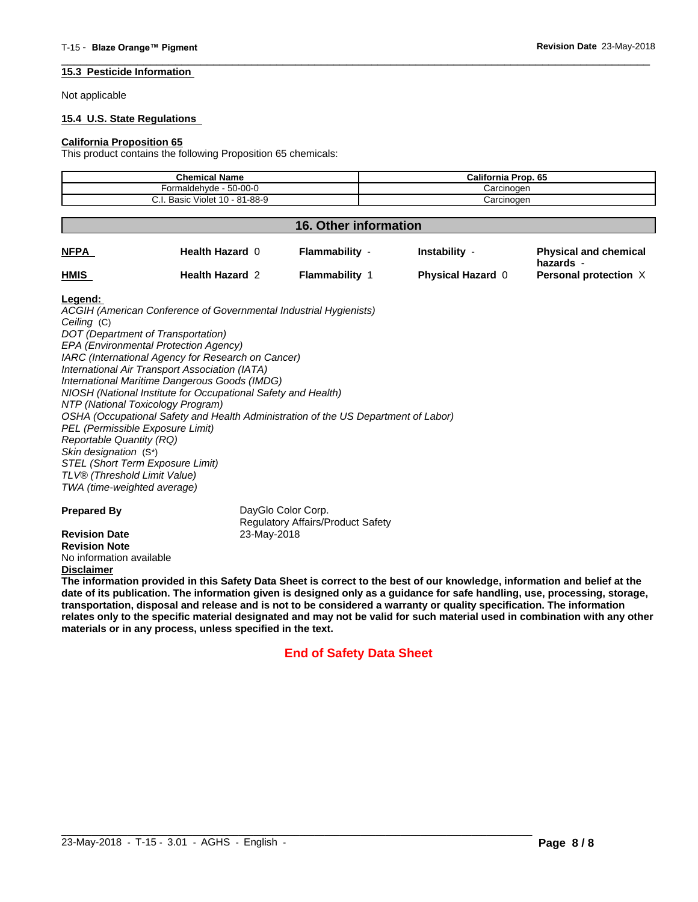### 15.3 Pesticide Information

Not applicable

### 15.4 U.S. State Regulations

**California Proposition 65**

This product contains the following Proposition 65 chemicals:

| Chemical Name | California Prop. 65 |
|---|---|
| Formaldehyde - 50-00-0 | Carcinogen |
| C.I. Basic Violet 10 - 81-88-9 | Carcinogen |

## 16. Other information

| | | | | |
|---|---|---|---|---|
| **NFPA** | **Health Hazard** 0 | **Flammability** - | **Instability** - | **Physical and chemical hazards** - |
| **HMIS** | **Health Hazard** 2 | **Flammability** 1 | **Physical Hazard** 0 | **Personal protection** X |

**Legend:**

*ACGIH (American Conference of Governmental Industrial Hygienists)*
*Ceiling* (C)
*DOT (Department of Transportation)*
*EPA (Environmental Protection Agency)*
*IARC (International Agency for Research on Cancer)*
*International Air Transport Association (IATA)*
*International Maritime Dangerous Goods (IMDG)*
*NIOSH (National Institute for Occupational Safety and Health)*
*NTP (National Toxicology Program)*
*OSHA (Occupational Safety and Health Administration of the US Department of Labor)*
*PEL (Permissible Exposure Limit)*
*Reportable Quantity (RQ)*
*Skin designation* (S*)
*STEL (Short Term Exposure Limit)*
*TLV® (Threshold Limit Value)*
*TWA (time-weighted average)*

**Prepared By** DayGlo Color Corp.
Regulatory Affairs/Product Safety

**Revision Date** 23-May-2018

**Revision Note**

No information available

**Disclaimer**

**The information provided in this Safety Data Sheet is correct to the best of our knowledge, information and belief at the date of its publication. The information given is designed only as a guidance for safe handling, use, processing, storage, transportation, disposal and release and is not to be considered a warranty or quality specification. The information relates only to the specific material designated and may not be valid for such material used in combination with any other materials or in any process, unless specified in the text.**

**End of Safety Data Sheet**